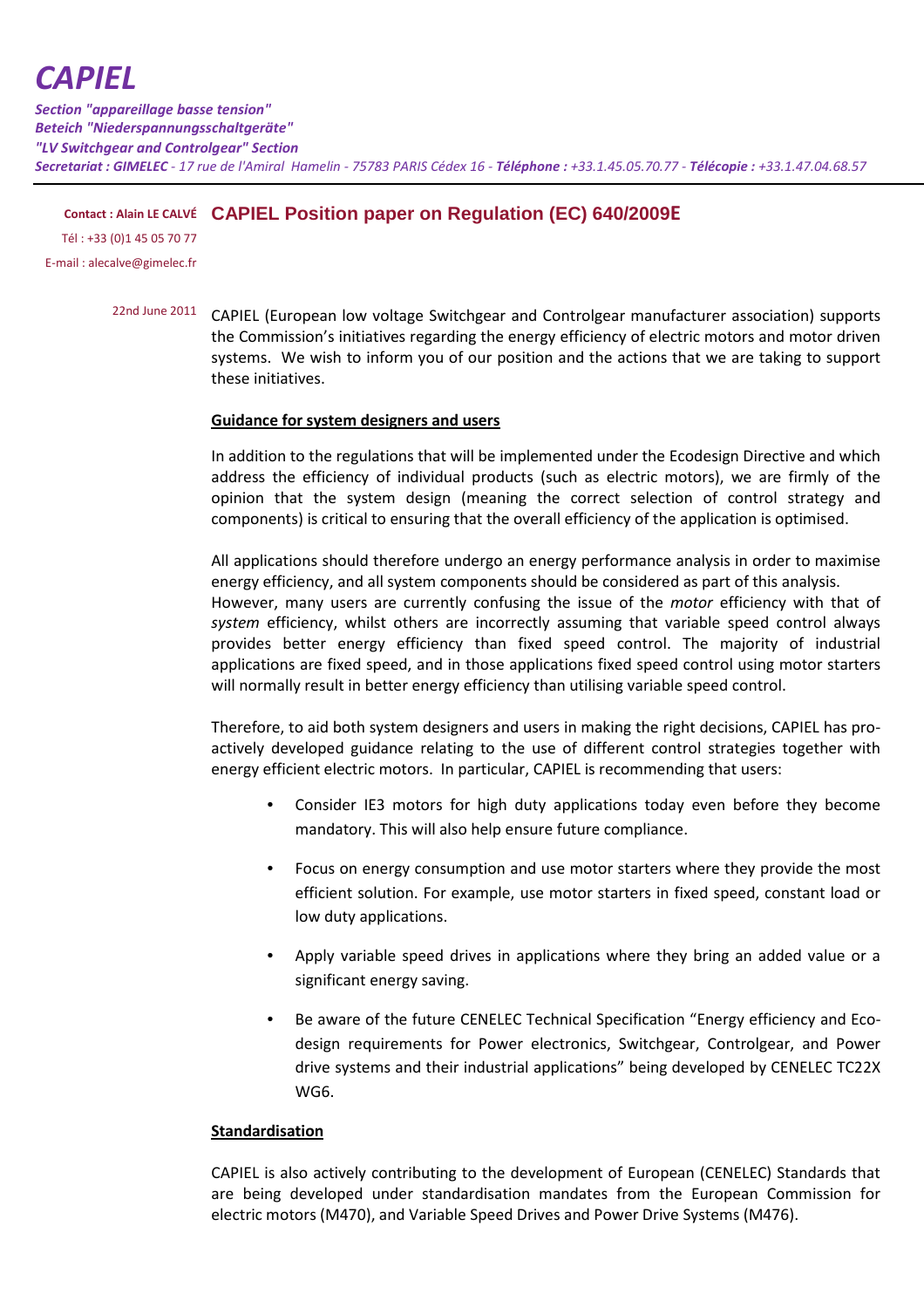# CAPIEL

***Section "appareillage basse tension"***
***Beteich "Niederspannungsschaltgeräte"***
***"LV Switchgear and Controlgear" Section***
***Secretariat : GIMELEC** - 17 rue de l'Amiral Hamelin - 75783 PARIS Cédex 16 - **Téléphone :** +33.1.45.05.70.77 - **Télécopie :** +33.1.47.04.68.57*

**Contact : Alain LE CALVÉ**
Tél : +33 (0)1 45 05 70 77
E-mail : alecalve@gimelec.fr

## CAPIEL Position paper on Regulation (EC) 640/2009E

22nd June 2011

CAPIEL (European low voltage Switchgear and Controlgear manufacturer association) supports the Commission's initiatives regarding the energy efficiency of electric motors and motor driven systems. We wish to inform you of our position and the actions that we are taking to support these initiatives.

### Guidance for system designers and users

In addition to the regulations that will be implemented under the Ecodesign Directive and which address the efficiency of individual products (such as electric motors), we are firmly of the opinion that the system design (meaning the correct selection of control strategy and components) is critical to ensuring that the overall efficiency of the application is optimised.

All applications should therefore undergo an energy performance analysis in order to maximise energy efficiency, and all system components should be considered as part of this analysis.
However, many users are currently confusing the issue of the *motor* efficiency with that of *system* efficiency, whilst others are incorrectly assuming that variable speed control always provides better energy efficiency than fixed speed control. The majority of industrial applications are fixed speed, and in those applications fixed speed control using motor starters will normally result in better energy efficiency than utilising variable speed control.

Therefore, to aid both system designers and users in making the right decisions, CAPIEL has pro-actively developed guidance relating to the use of different control strategies together with energy efficient electric motors. In particular, CAPIEL is recommending that users:

- Consider IE3 motors for high duty applications today even before they become mandatory. This will also help ensure future compliance.
- Focus on energy consumption and use motor starters where they provide the most efficient solution. For example, use motor starters in fixed speed, constant load or low duty applications.
- Apply variable speed drives in applications where they bring an added value or a significant energy saving.
- Be aware of the future CENELEC Technical Specification "Energy efficiency and Eco-design requirements for Power electronics, Switchgear, Controlgear, and Power drive systems and their industrial applications" being developed by CENELEC TC22X WG6.

### Standardisation

CAPIEL is also actively contributing to the development of European (CENELEC) Standards that are being developed under standardisation mandates from the European Commission for electric motors (M470), and Variable Speed Drives and Power Drive Systems (M476).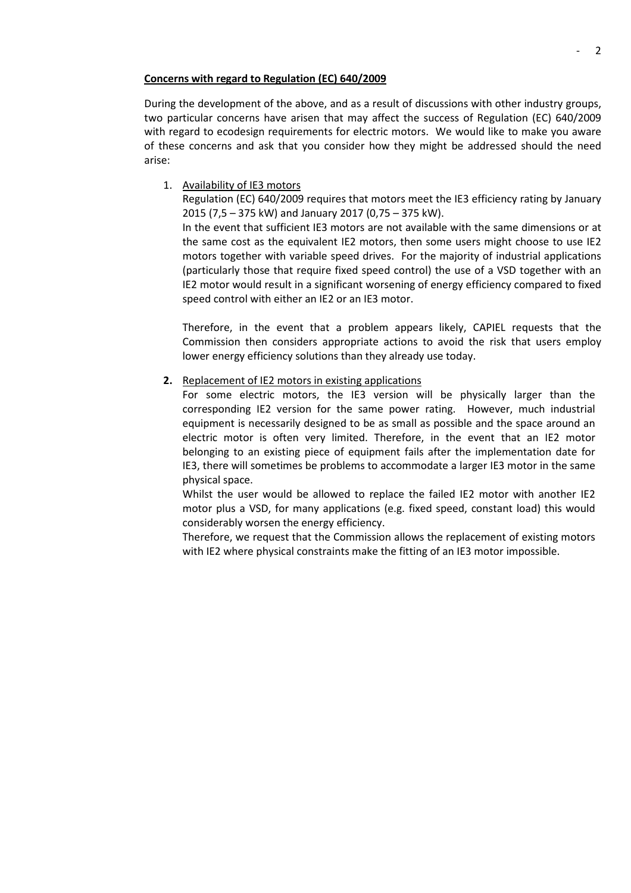**Concerns with regard to Regulation (EC) 640/2009**

During the development of the above, and as a result of discussions with other industry groups, two particular concerns have arisen that may affect the success of Regulation (EC) 640/2009 with regard to ecodesign requirements for electric motors. We would like to make you aware of these concerns and ask that you consider how they might be addressed should the need arise:

1. Availability of IE3 motors

   Regulation (EC) 640/2009 requires that motors meet the IE3 efficiency rating by January 2015 (7,5 – 375 kW) and January 2017 (0,75 – 375 kW).

   In the event that sufficient IE3 motors are not available with the same dimensions or at the same cost as the equivalent IE2 motors, then some users might choose to use IE2 motors together with variable speed drives. For the majority of industrial applications (particularly those that require fixed speed control) the use of a VSD together with an IE2 motor would result in a significant worsening of energy efficiency compared to fixed speed control with either an IE2 or an IE3 motor.

   Therefore, in the event that a problem appears likely, CAPIEL requests that the Commission then considers appropriate actions to avoid the risk that users employ lower energy efficiency solutions than they already use today.

2. Replacement of IE2 motors in existing applications

   For some electric motors, the IE3 version will be physically larger than the corresponding IE2 version for the same power rating. However, much industrial equipment is necessarily designed to be as small as possible and the space around an electric motor is often very limited. Therefore, in the event that an IE2 motor belonging to an existing piece of equipment fails after the implementation date for IE3, there will sometimes be problems to accommodate a larger IE3 motor in the same physical space.

   Whilst the user would be allowed to replace the failed IE2 motor with another IE2 motor plus a VSD, for many applications (e.g. fixed speed, constant load) this would considerably worsen the energy efficiency.

   Therefore, we request that the Commission allows the replacement of existing motors with IE2 where physical constraints make the fitting of an IE3 motor impossible.